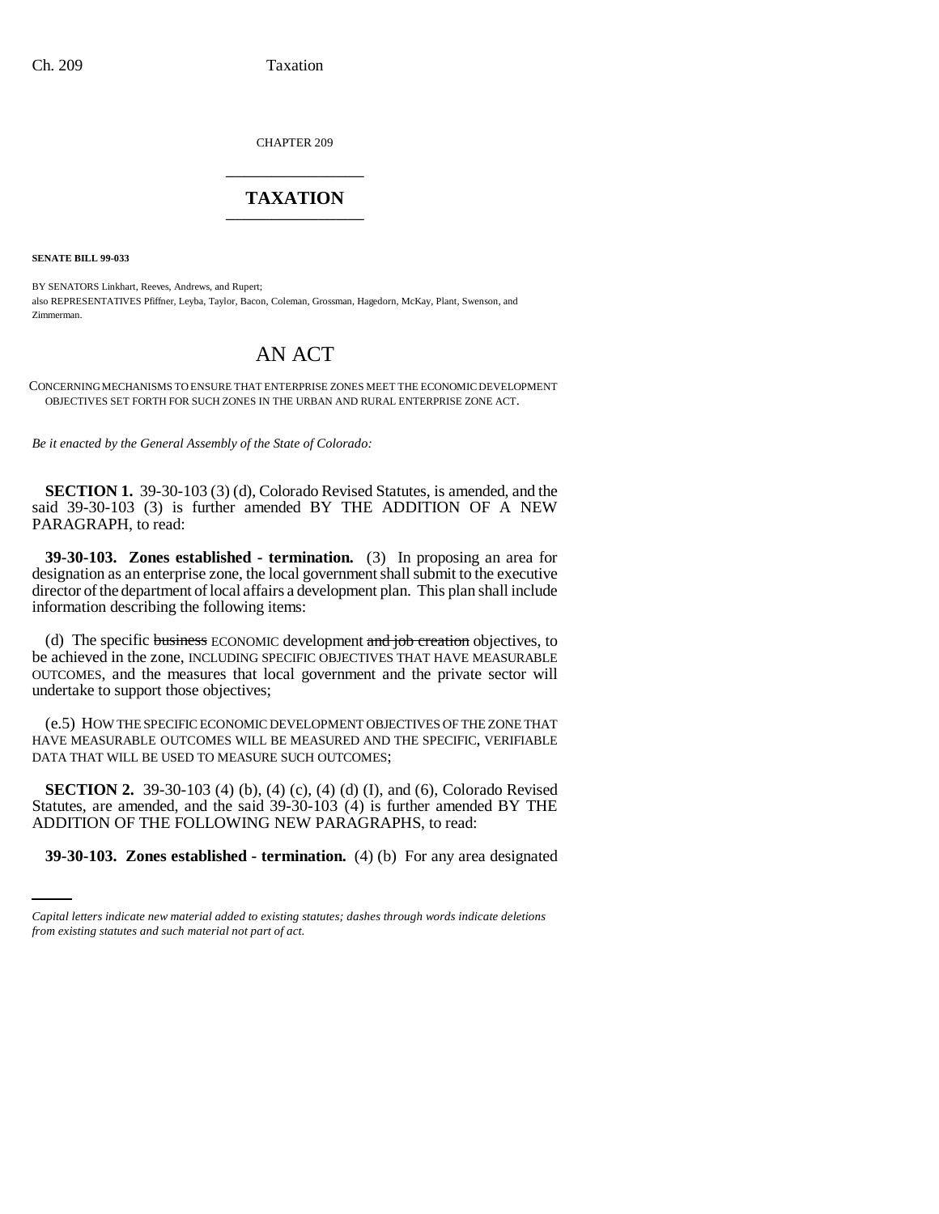CHAPTER 209

# TAXATION

**SENATE BILL 99-033**

BY SENATORS Linkhart, Reeves, Andrews, and Rupert;
also REPRESENTATIVES Pfiffner, Leyba, Taylor, Bacon, Coleman, Grossman, Hagedorn, McKay, Plant, Swenson, and Zimmerman.

# AN ACT

CONCERNING MECHANISMS TO ENSURE THAT ENTERPRISE ZONES MEET THE ECONOMIC DEVELOPMENT OBJECTIVES SET FORTH FOR SUCH ZONES IN THE URBAN AND RURAL ENTERPRISE ZONE ACT.

*Be it enacted by the General Assembly of the State of Colorado:*

**SECTION 1.** 39-30-103 (3) (d), Colorado Revised Statutes, is amended, and the said 39-30-103 (3) is further amended BY THE ADDITION OF A NEW PARAGRAPH, to read:

**39-30-103. Zones established - termination.** (3) In proposing an area for designation as an enterprise zone, the local government shall submit to the executive director of the department of local affairs a development plan. This plan shall include information describing the following items:

(d) The specific ~~business~~ ECONOMIC development ~~and job creation~~ objectives, to be achieved in the zone, INCLUDING SPECIFIC OBJECTIVES THAT HAVE MEASURABLE OUTCOMES, and the measures that local government and the private sector will undertake to support those objectives;

(e.5) HOW THE SPECIFIC ECONOMIC DEVELOPMENT OBJECTIVES OF THE ZONE THAT HAVE MEASURABLE OUTCOMES WILL BE MEASURED AND THE SPECIFIC, VERIFIABLE DATA THAT WILL BE USED TO MEASURE SUCH OUTCOMES;

**SECTION 2.** 39-30-103 (4) (b), (4) (c), (4) (d) (I), and (6), Colorado Revised Statutes, are amended, and the said 39-30-103 (4) is further amended BY THE ADDITION OF THE FOLLOWING NEW PARAGRAPHS, to read:

**39-30-103. Zones established - termination.** (4) (b) For any area designated

*Capital letters indicate new material added to existing statutes; dashes through words indicate deletions from existing statutes and such material not part of act.*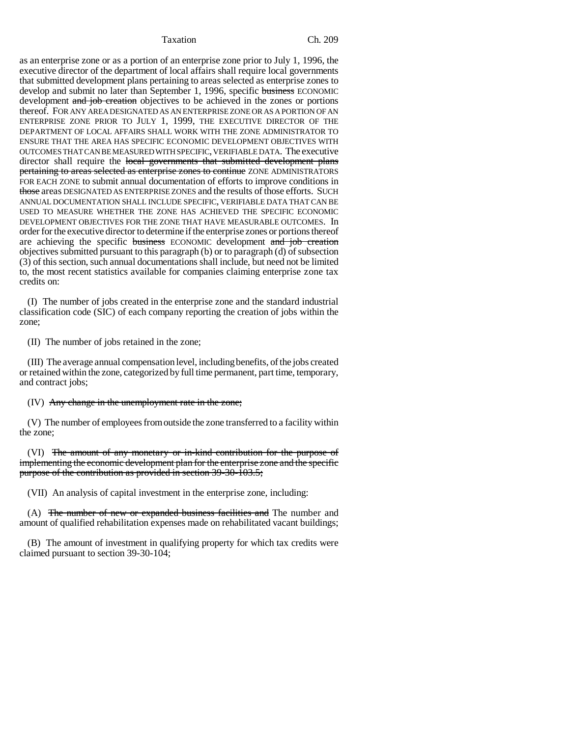as an enterprise zone or as a portion of an enterprise zone prior to July 1, 1996, the executive director of the department of local affairs shall require local governments that submitted development plans pertaining to areas selected as enterprise zones to develop and submit no later than September 1, 1996, specific ~~business~~ ECONOMIC development ~~and job creation~~ objectives to be achieved in the zones or portions thereof. FOR ANY AREA DESIGNATED AS AN ENTERPRISE ZONE OR AS A PORTION OF AN ENTERPRISE ZONE PRIOR TO JULY 1, 1999, THE EXECUTIVE DIRECTOR OF THE DEPARTMENT OF LOCAL AFFAIRS SHALL WORK WITH THE ZONE ADMINISTRATOR TO ENSURE THAT THE AREA HAS SPECIFIC ECONOMIC DEVELOPMENT OBJECTIVES WITH OUTCOMES THAT CAN BE MEASURED WITH SPECIFIC, VERIFIABLE DATA. The executive director shall require the ~~local governments that submitted development plans pertaining to areas selected as enterprise zones to continue~~ ZONE ADMINISTRATORS FOR EACH ZONE to submit annual documentation of efforts to improve conditions in ~~those~~ areas DESIGNATED AS ENTERPRISE ZONES and the results of those efforts. SUCH ANNUAL DOCUMENTATION SHALL INCLUDE SPECIFIC, VERIFIABLE DATA THAT CAN BE USED TO MEASURE WHETHER THE ZONE HAS ACHIEVED THE SPECIFIC ECONOMIC DEVELOPMENT OBJECTIVES FOR THE ZONE THAT HAVE MEASURABLE OUTCOMES. In order for the executive director to determine if the enterprise zones or portions thereof are achieving the specific ~~business~~ ECONOMIC development ~~and job creation~~ objectives submitted pursuant to this paragraph (b) or to paragraph (d) of subsection (3) of this section, such annual documentations shall include, but need not be limited to, the most recent statistics available for companies claiming enterprise zone tax credits on:

(I) The number of jobs created in the enterprise zone and the standard industrial classification code (SIC) of each company reporting the creation of jobs within the zone;

(II) The number of jobs retained in the zone;

(III) The average annual compensation level, including benefits, of the jobs created or retained within the zone, categorized by full time permanent, part time, temporary, and contract jobs;

(IV) ~~Any change in the unemployment rate in the zone;~~

(V) The number of employees from outside the zone transferred to a facility within the zone;

(VI) ~~The amount of any monetary or in-kind contribution for the purpose of implementing the economic development plan for the enterprise zone and the specific purpose of the contribution as provided in section 39-30-103.5;~~

(VII) An analysis of capital investment in the enterprise zone, including:

(A) ~~The number of new or expanded business facilities and~~ The number and amount of qualified rehabilitation expenses made on rehabilitated vacant buildings;

(B) The amount of investment in qualifying property for which tax credits were claimed pursuant to section 39-30-104;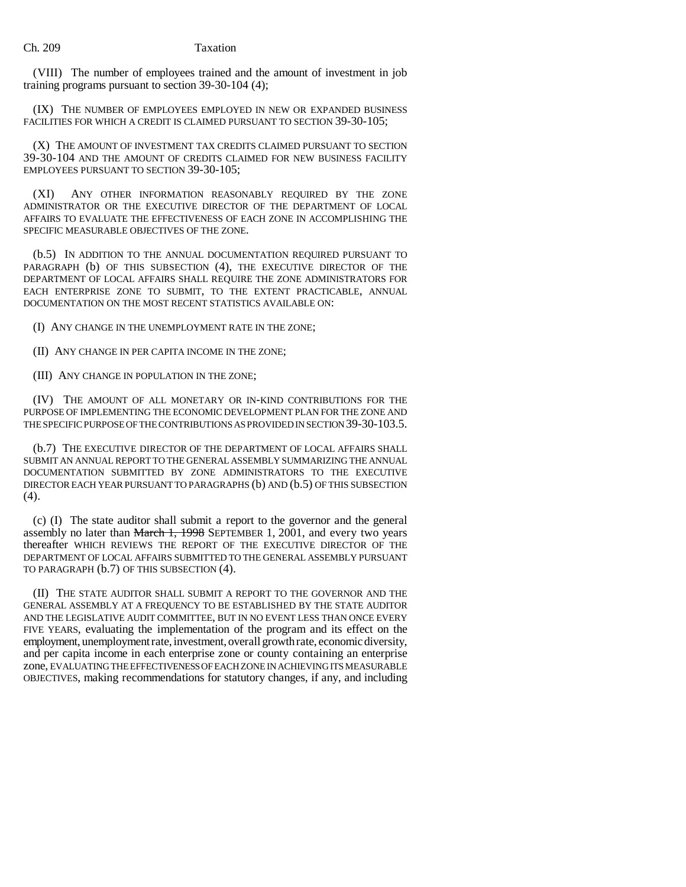(VIII) The number of employees trained and the amount of investment in job training programs pursuant to section 39-30-104 (4);

(IX) THE NUMBER OF EMPLOYEES EMPLOYED IN NEW OR EXPANDED BUSINESS FACILITIES FOR WHICH A CREDIT IS CLAIMED PURSUANT TO SECTION 39-30-105;

(X) THE AMOUNT OF INVESTMENT TAX CREDITS CLAIMED PURSUANT TO SECTION 39-30-104 AND THE AMOUNT OF CREDITS CLAIMED FOR NEW BUSINESS FACILITY EMPLOYEES PURSUANT TO SECTION 39-30-105;

(XI) ANY OTHER INFORMATION REASONABLY REQUIRED BY THE ZONE ADMINISTRATOR OR THE EXECUTIVE DIRECTOR OF THE DEPARTMENT OF LOCAL AFFAIRS TO EVALUATE THE EFFECTIVENESS OF EACH ZONE IN ACCOMPLISHING THE SPECIFIC MEASURABLE OBJECTIVES OF THE ZONE.

(b.5) IN ADDITION TO THE ANNUAL DOCUMENTATION REQUIRED PURSUANT TO PARAGRAPH (b) OF THIS SUBSECTION (4), THE EXECUTIVE DIRECTOR OF THE DEPARTMENT OF LOCAL AFFAIRS SHALL REQUIRE THE ZONE ADMINISTRATORS FOR EACH ENTERPRISE ZONE TO SUBMIT, TO THE EXTENT PRACTICABLE, ANNUAL DOCUMENTATION ON THE MOST RECENT STATISTICS AVAILABLE ON:

(I) ANY CHANGE IN THE UNEMPLOYMENT RATE IN THE ZONE;

(II) ANY CHANGE IN PER CAPITA INCOME IN THE ZONE;

(III) ANY CHANGE IN POPULATION IN THE ZONE;

(IV) THE AMOUNT OF ALL MONETARY OR IN-KIND CONTRIBUTIONS FOR THE PURPOSE OF IMPLEMENTING THE ECONOMIC DEVELOPMENT PLAN FOR THE ZONE AND THE SPECIFIC PURPOSE OF THE CONTRIBUTIONS AS PROVIDED IN SECTION 39-30-103.5.

(b.7) THE EXECUTIVE DIRECTOR OF THE DEPARTMENT OF LOCAL AFFAIRS SHALL SUBMIT AN ANNUAL REPORT TO THE GENERAL ASSEMBLY SUMMARIZING THE ANNUAL DOCUMENTATION SUBMITTED BY ZONE ADMINISTRATORS TO THE EXECUTIVE DIRECTOR EACH YEAR PURSUANT TO PARAGRAPHS (b) AND (b.5) OF THIS SUBSECTION (4).

(c) (I) The state auditor shall submit a report to the governor and the general assembly no later than ~~March 1, 1998~~ SEPTEMBER 1, 2001, and every two years thereafter WHICH REVIEWS THE REPORT OF THE EXECUTIVE DIRECTOR OF THE DEPARTMENT OF LOCAL AFFAIRS SUBMITTED TO THE GENERAL ASSEMBLY PURSUANT TO PARAGRAPH (b.7) OF THIS SUBSECTION (4).

(II) THE STATE AUDITOR SHALL SUBMIT A REPORT TO THE GOVERNOR AND THE GENERAL ASSEMBLY AT A FREQUENCY TO BE ESTABLISHED BY THE STATE AUDITOR AND THE LEGISLATIVE AUDIT COMMITTEE, BUT IN NO EVENT LESS THAN ONCE EVERY FIVE YEARS, evaluating the implementation of the program and its effect on the employment, unemployment rate, investment, overall growth rate, economic diversity, and per capita income in each enterprise zone or county containing an enterprise zone, EVALUATING THE EFFECTIVENESS OF EACH ZONE IN ACHIEVING ITS MEASURABLE OBJECTIVES, making recommendations for statutory changes, if any, and including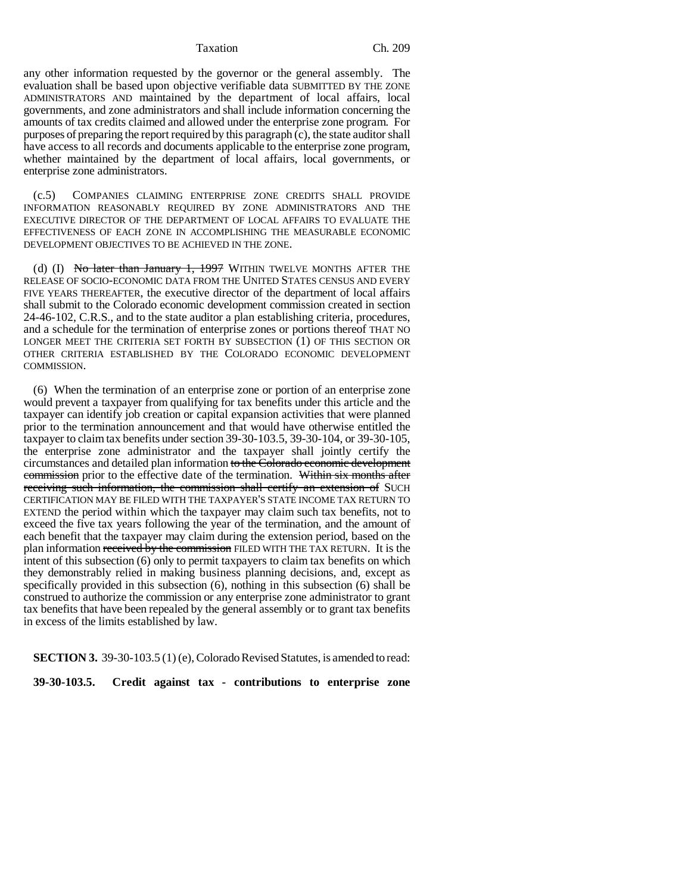any other information requested by the governor or the general assembly. The evaluation shall be based upon objective verifiable data SUBMITTED BY THE ZONE ADMINISTRATORS AND maintained by the department of local affairs, local governments, and zone administrators and shall include information concerning the amounts of tax credits claimed and allowed under the enterprise zone program. For purposes of preparing the report required by this paragraph (c), the state auditor shall have access to all records and documents applicable to the enterprise zone program, whether maintained by the department of local affairs, local governments, or enterprise zone administrators.

(c.5) COMPANIES CLAIMING ENTERPRISE ZONE CREDITS SHALL PROVIDE INFORMATION REASONABLY REQUIRED BY ZONE ADMINISTRATORS AND THE EXECUTIVE DIRECTOR OF THE DEPARTMENT OF LOCAL AFFAIRS TO EVALUATE THE EFFECTIVENESS OF EACH ZONE IN ACCOMPLISHING THE MEASURABLE ECONOMIC DEVELOPMENT OBJECTIVES TO BE ACHIEVED IN THE ZONE.

(d) (I) ~~No later than January 1, 1997~~ WITHIN TWELVE MONTHS AFTER THE RELEASE OF SOCIO-ECONOMIC DATA FROM THE UNITED STATES CENSUS AND EVERY FIVE YEARS THEREAFTER, the executive director of the department of local affairs shall submit to the Colorado economic development commission created in section 24-46-102, C.R.S., and to the state auditor a plan establishing criteria, procedures, and a schedule for the termination of enterprise zones or portions thereof THAT NO LONGER MEET THE CRITERIA SET FORTH BY SUBSECTION (1) OF THIS SECTION OR OTHER CRITERIA ESTABLISHED BY THE COLORADO ECONOMIC DEVELOPMENT COMMISSION.

(6) When the termination of an enterprise zone or portion of an enterprise zone would prevent a taxpayer from qualifying for tax benefits under this article and the taxpayer can identify job creation or capital expansion activities that were planned prior to the termination announcement and that would have otherwise entitled the taxpayer to claim tax benefits under section 39-30-103.5, 39-30-104, or 39-30-105, the enterprise zone administrator and the taxpayer shall jointly certify the circumstances and detailed plan information ~~to the Colorado economic development commission~~ prior to the effective date of the termination. ~~Within six months after receiving such information, the commission shall certify an extension of~~ SUCH CERTIFICATION MAY BE FILED WITH THE TAXPAYER'S STATE INCOME TAX RETURN TO EXTEND the period within which the taxpayer may claim such tax benefits, not to exceed the five tax years following the year of the termination, and the amount of each benefit that the taxpayer may claim during the extension period, based on the plan information ~~received by the commission~~ FILED WITH THE TAX RETURN. It is the intent of this subsection (6) only to permit taxpayers to claim tax benefits on which they demonstrably relied in making business planning decisions, and, except as specifically provided in this subsection (6), nothing in this subsection (6) shall be construed to authorize the commission or any enterprise zone administrator to grant tax benefits that have been repealed by the general assembly or to grant tax benefits in excess of the limits established by law.

**SECTION 3.** 39-30-103.5 (1) (e), Colorado Revised Statutes, is amended to read:

**39-30-103.5. Credit against tax - contributions to enterprise zone**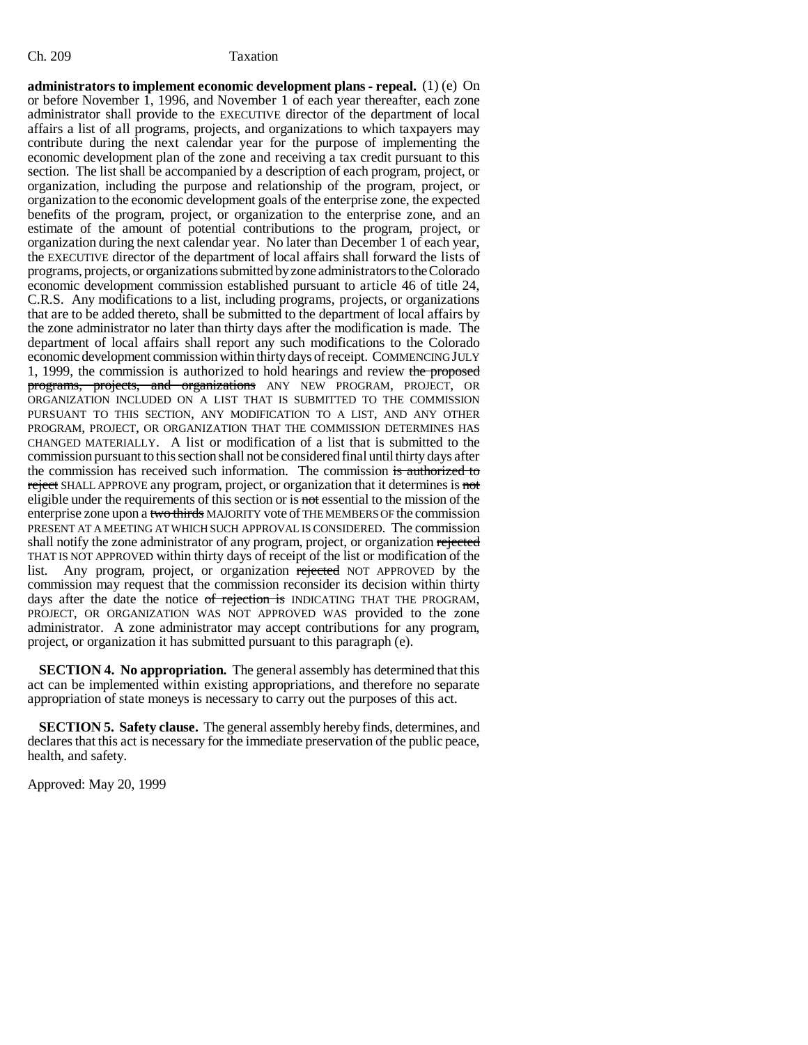**administrators to implement economic development plans - repeal.** (1) (e) On or before November 1, 1996, and November 1 of each year thereafter, each zone administrator shall provide to the EXECUTIVE director of the department of local affairs a list of all programs, projects, and organizations to which taxpayers may contribute during the next calendar year for the purpose of implementing the economic development plan of the zone and receiving a tax credit pursuant to this section. The list shall be accompanied by a description of each program, project, or organization, including the purpose and relationship of the program, project, or organization to the economic development goals of the enterprise zone, the expected benefits of the program, project, or organization to the enterprise zone, and an estimate of the amount of potential contributions to the program, project, or organization during the next calendar year. No later than December 1 of each year, the EXECUTIVE director of the department of local affairs shall forward the lists of programs, projects, or organizations submitted by zone administrators to the Colorado economic development commission established pursuant to article 46 of title 24, C.R.S. Any modifications to a list, including programs, projects, or organizations that are to be added thereto, shall be submitted to the department of local affairs by the zone administrator no later than thirty days after the modification is made. The department of local affairs shall report any such modifications to the Colorado economic development commission within thirty days of receipt. COMMENCING JULY 1, 1999, the commission is authorized to hold hearings and review ~~the proposed programs, projects, and organizations~~ ANY NEW PROGRAM, PROJECT, OR ORGANIZATION INCLUDED ON A LIST THAT IS SUBMITTED TO THE COMMISSION PURSUANT TO THIS SECTION, ANY MODIFICATION TO A LIST, AND ANY OTHER PROGRAM, PROJECT, OR ORGANIZATION THAT THE COMMISSION DETERMINES HAS CHANGED MATERIALLY. A list or modification of a list that is submitted to the commission pursuant to this section shall not be considered final until thirty days after the commission has received such information. The commission ~~is authorized to reject~~ SHALL APPROVE any program, project, or organization that it determines is ~~not~~ eligible under the requirements of this section or is ~~not~~ essential to the mission of the enterprise zone upon a ~~two thirds~~ MAJORITY vote of THE MEMBERS OF the commission PRESENT AT A MEETING AT WHICH SUCH APPROVAL IS CONSIDERED. The commission shall notify the zone administrator of any program, project, or organization ~~rejected~~ THAT IS NOT APPROVED within thirty days of receipt of the list or modification of the list. Any program, project, or organization ~~rejected~~ NOT APPROVED by the commission may request that the commission reconsider its decision within thirty days after the date the notice ~~of rejection is~~ INDICATING THAT THE PROGRAM, PROJECT, OR ORGANIZATION WAS NOT APPROVED WAS provided to the zone administrator. A zone administrator may accept contributions for any program, project, or organization it has submitted pursuant to this paragraph (e).

**SECTION 4. No appropriation.** The general assembly has determined that this act can be implemented within existing appropriations, and therefore no separate appropriation of state moneys is necessary to carry out the purposes of this act.

**SECTION 5. Safety clause.** The general assembly hereby finds, determines, and declares that this act is necessary for the immediate preservation of the public peace, health, and safety.

Approved: May 20, 1999